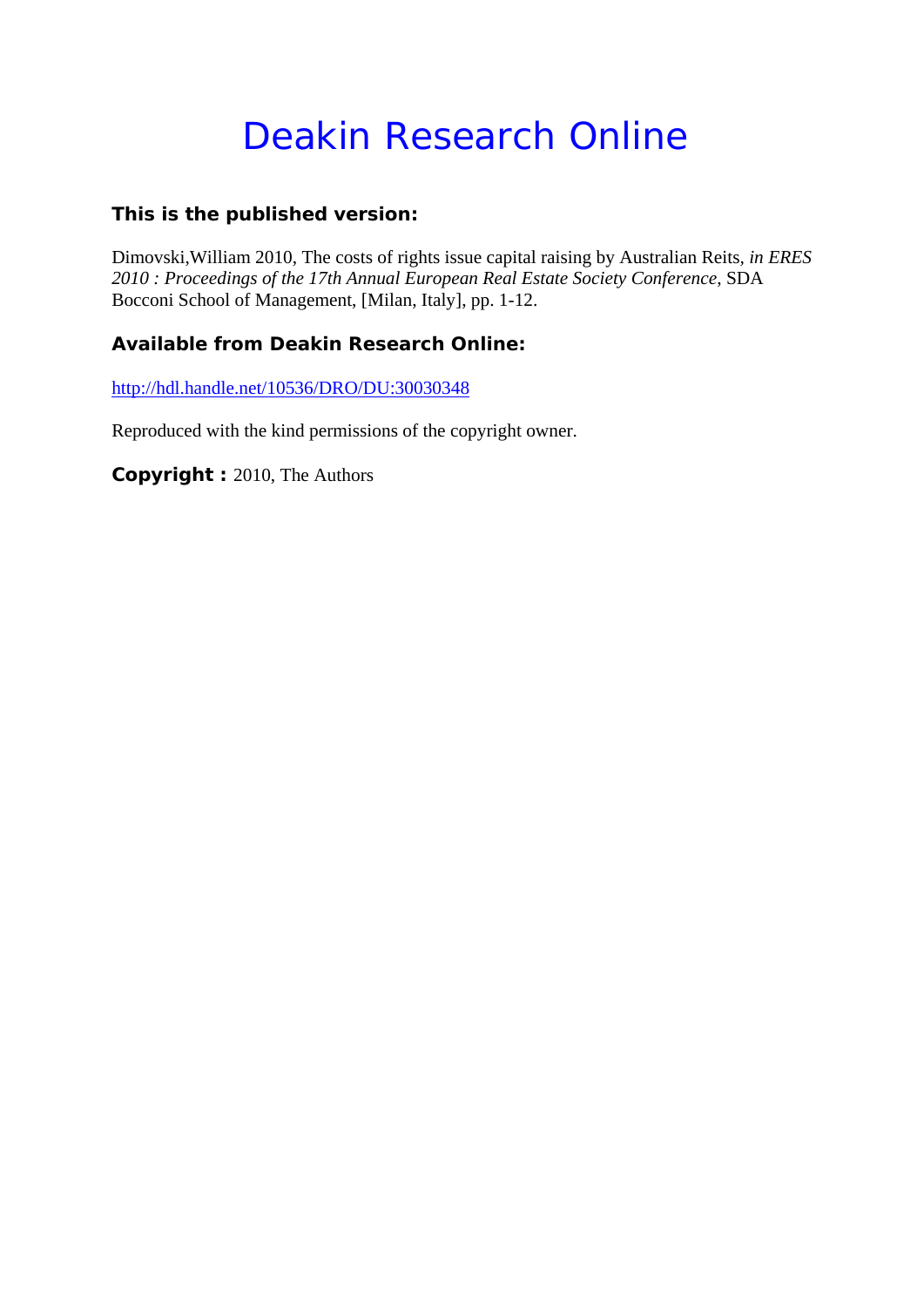# Deakin Research Online

**This is the published version:**

Dimovski,William 2010, The costs of rights issue capital raising by Australian Reits, *in ERES 2010 : Proceedings of the 17th Annual European Real Estate Society Conference*, SDA Bocconi School of Management, [Milan, Italy], pp. 1-12.

**Available from Deakin Research Online:**

http://hdl.handle.net/10536/DRO/DU:30030348

Reproduced with the kind permissions of the copyright owner.

**Copyright :** 2010, The Authors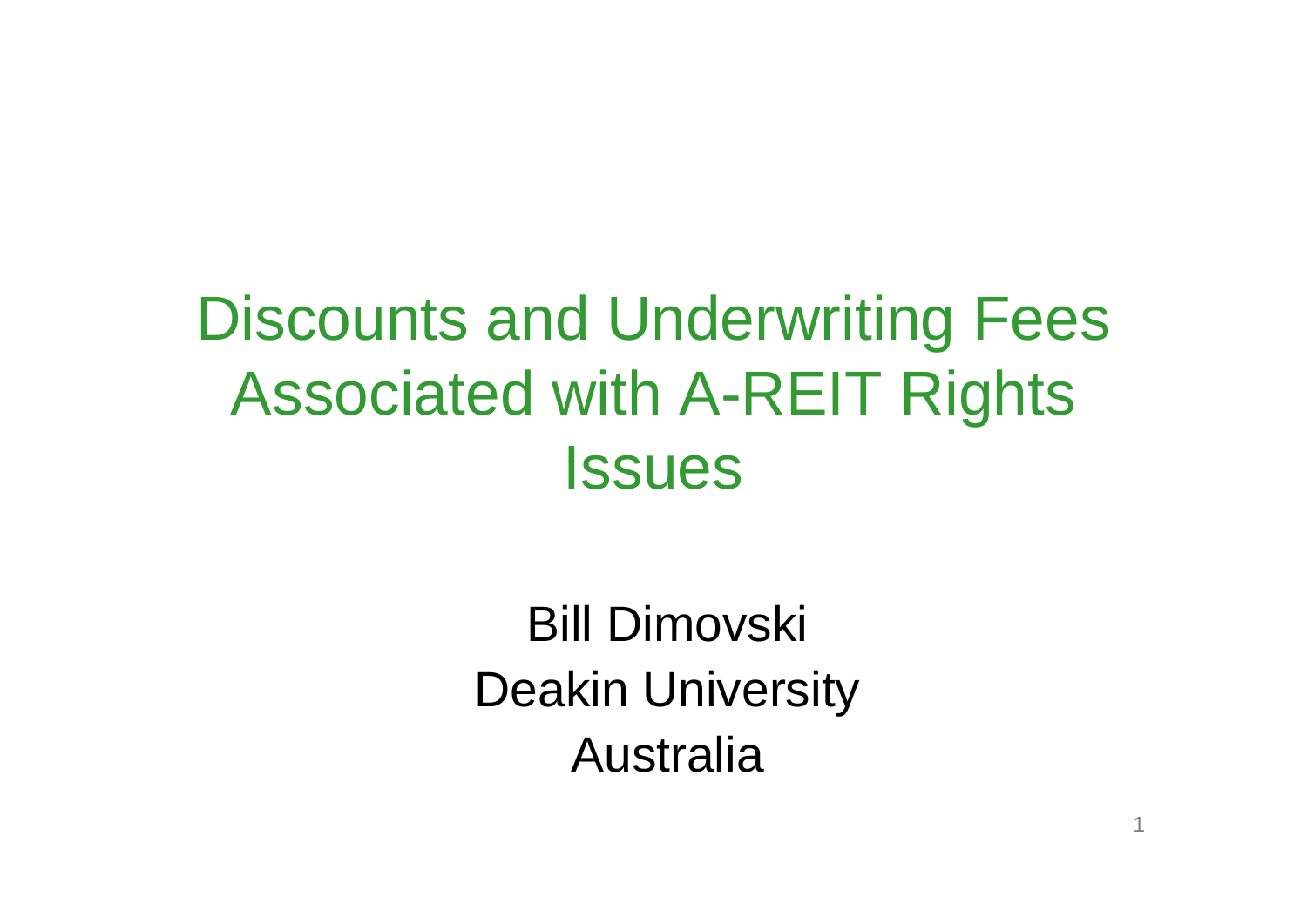# Discounts and Underwriting Fees Associated with A-REIT Rights Issues

Bill Dimovski

Deakin University

Australia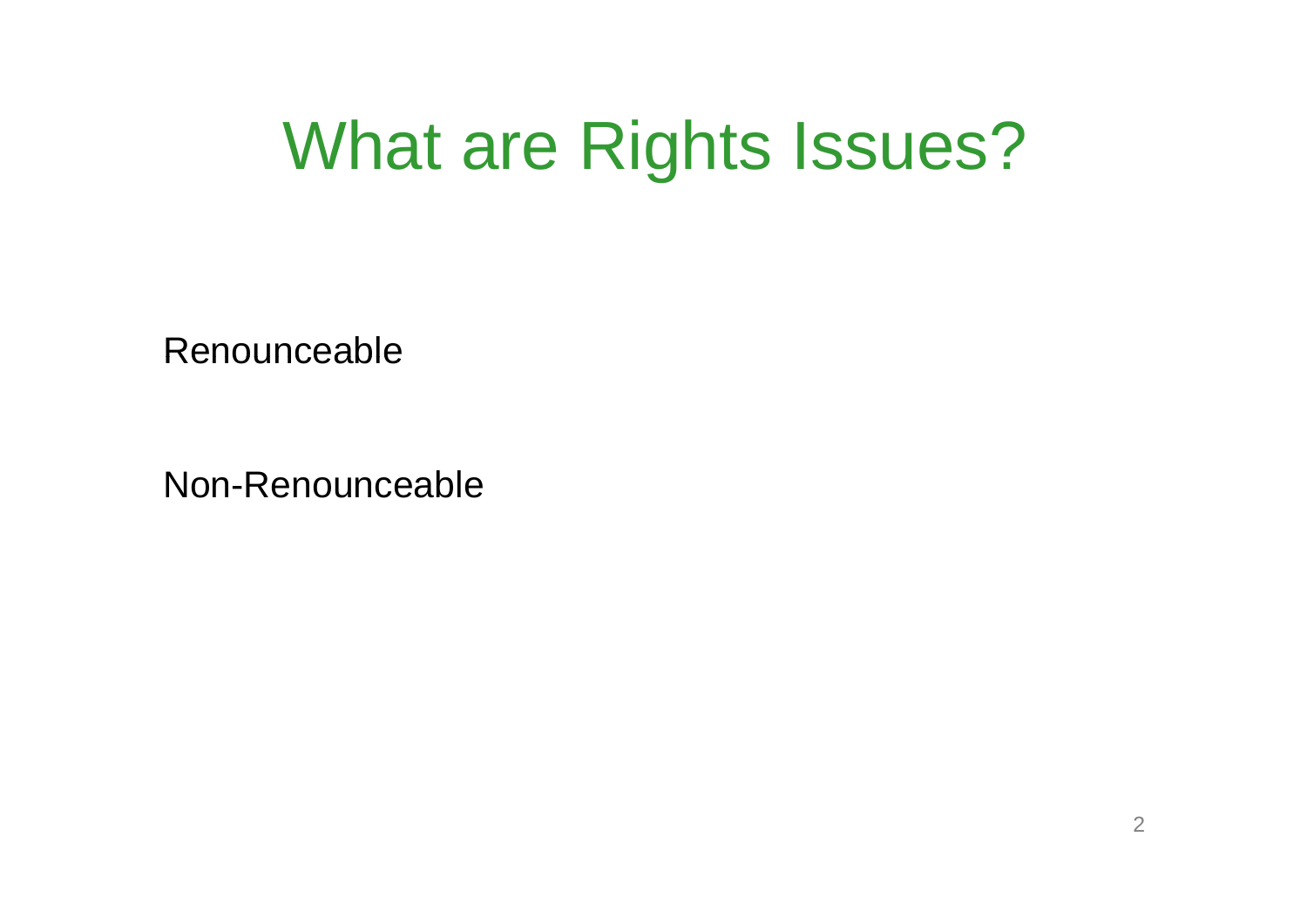# What are Rights Issues?

Renounceable

Non-Renounceable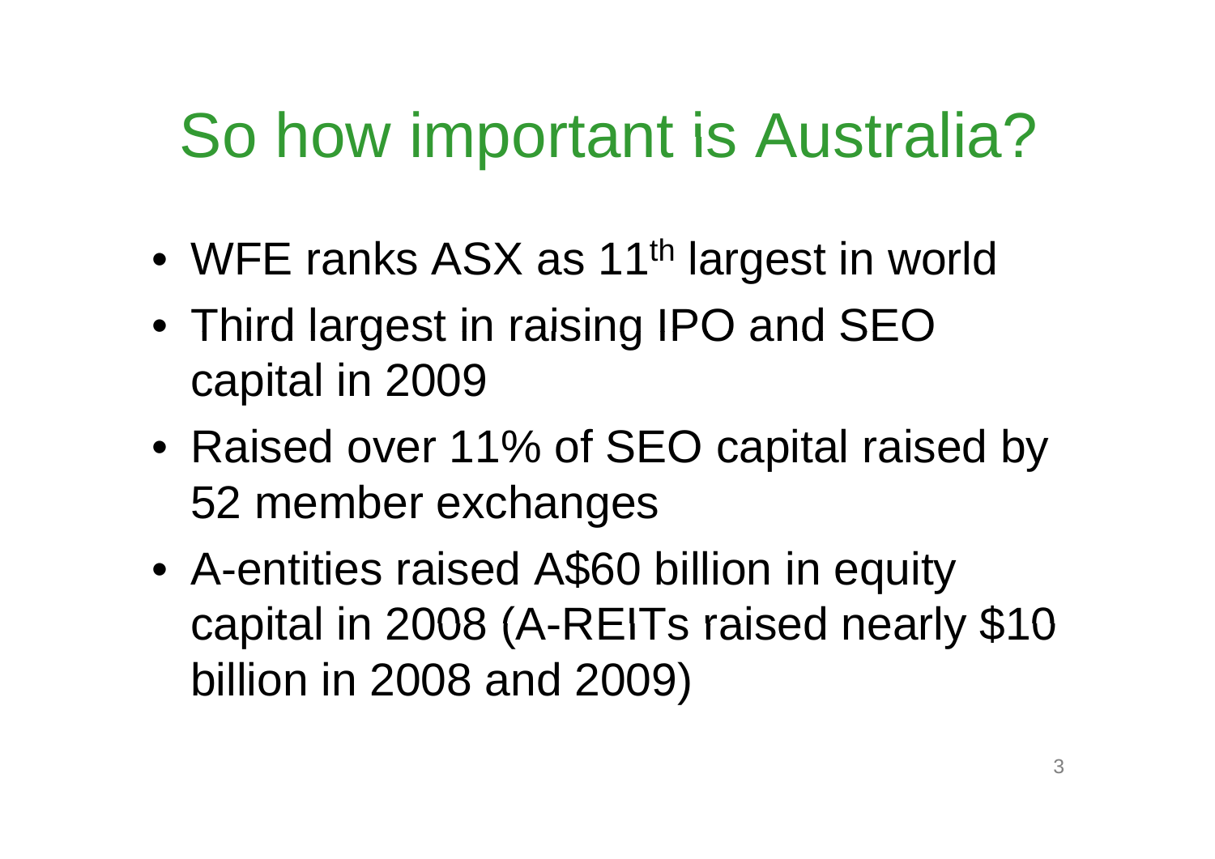# So how important is Australia?

- WFE ranks ASX as 11th largest in world
- Third largest in raising IPO and SEO capital in 2009
- Raised over 11% of SEO capital raised by 52 member exchanges
- A-entities raised A$60 billion in equity capital in 2008 (A-REITs raised nearly $10 billion in 2008 and 2009)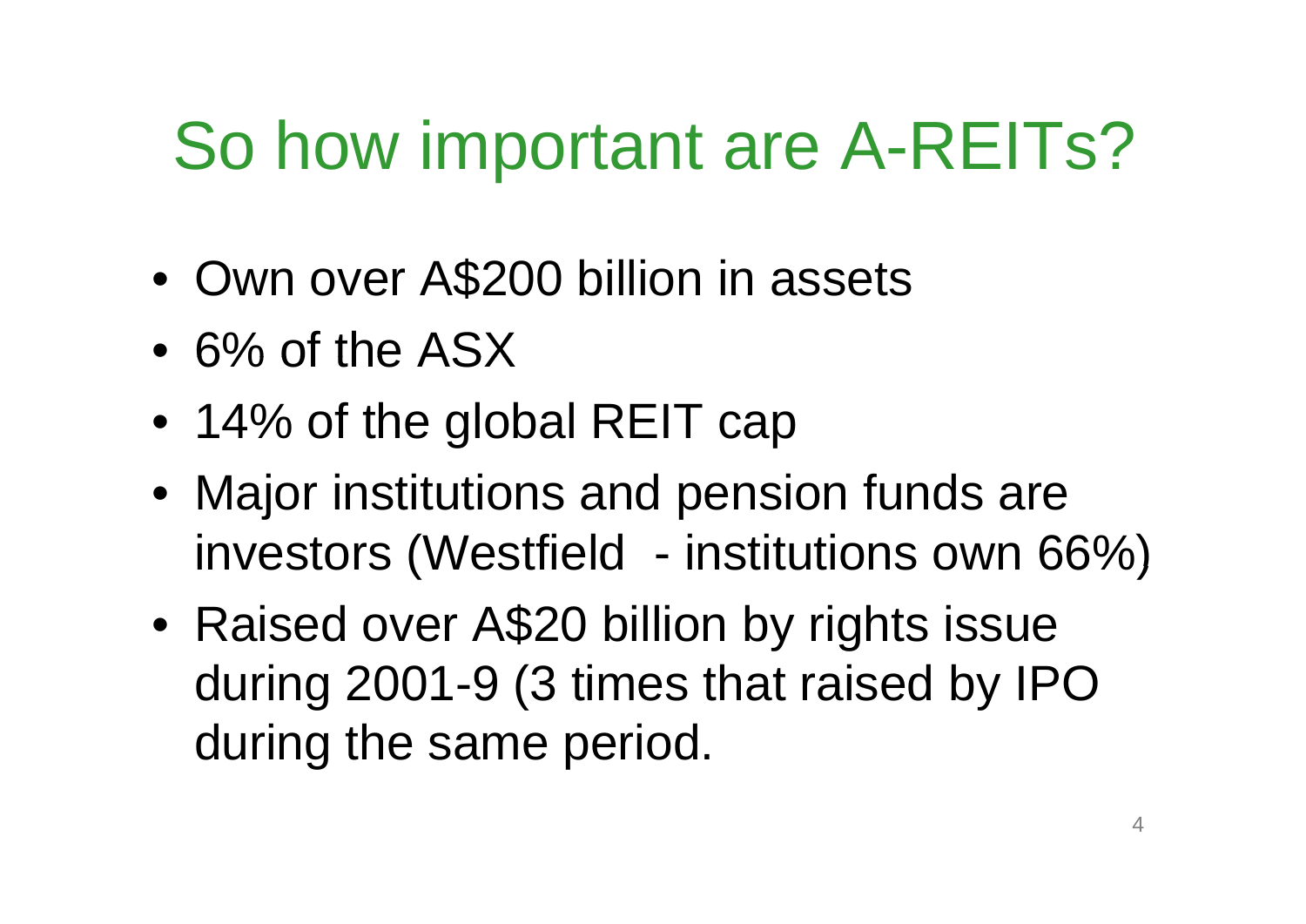# So how important are A-REITs?

- Own over A$200 billion in assets
- 6% of the ASX
- 14% of the global REIT cap
- Major institutions and pension funds are investors (Westfield - institutions own 66%)
- Raised over A$20 billion by rights issue during 2001-9 (3 times that raised by IPO during the same period.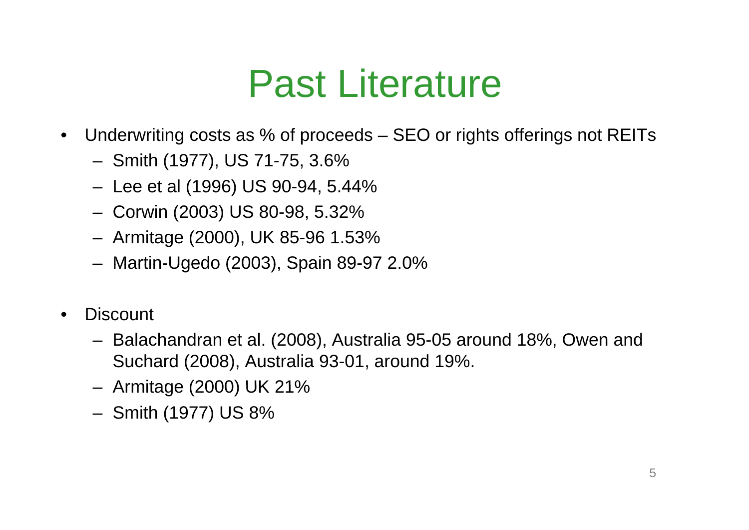# Past Literature

- Underwriting costs as % of proceeds – SEO or rights offerings not REITs
  - Smith (1977), US 71-75, 3.6%
  - Lee et al (1996) US 90-94, 5.44%
  - Corwin (2003) US 80-98, 5.32%
  - Armitage (2000), UK 85-96 1.53%
  - Martin-Ugedo (2003), Spain 89-97 2.0%

- Discount
  - Balachandran et al. (2008), Australia 95-05 around 18%, Owen and Suchard (2008), Australia 93-01, around 19%.
  - Armitage (2000) UK 21%
  - Smith (1977) US 8%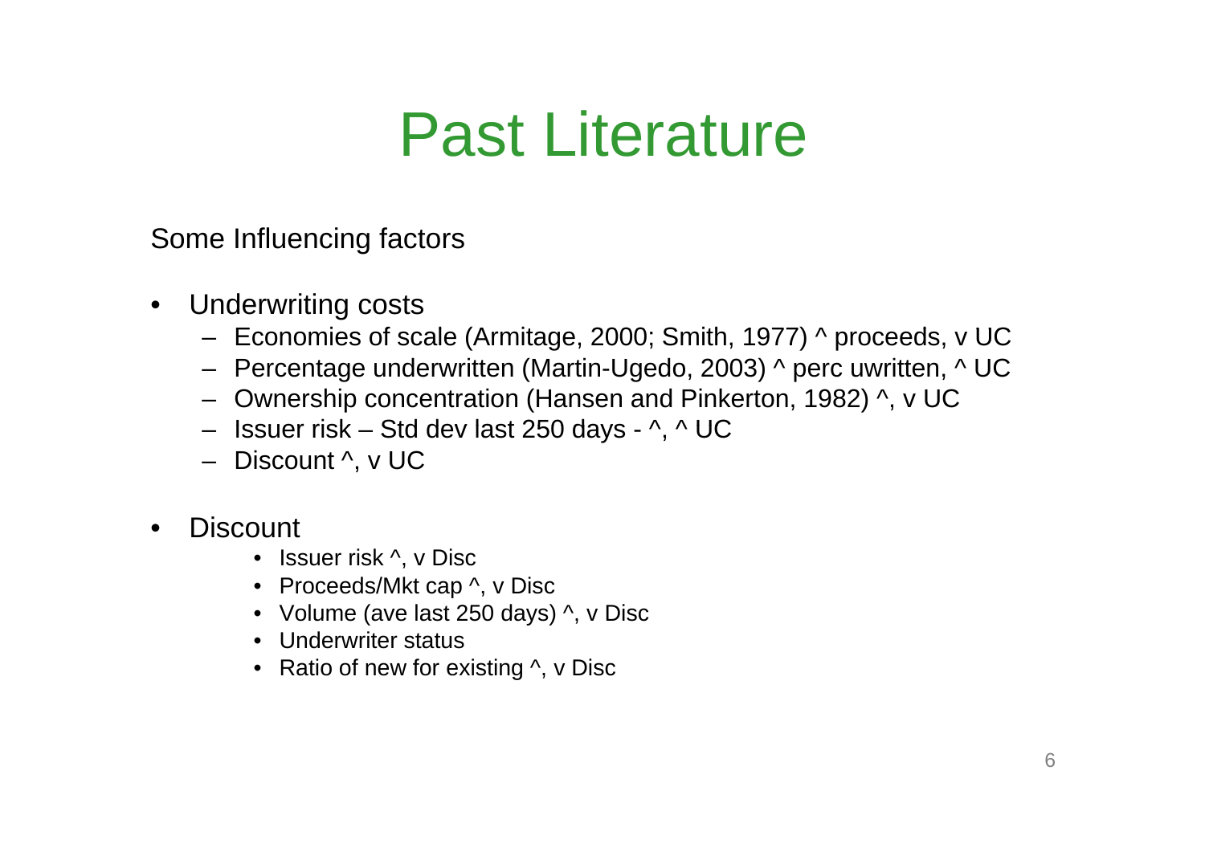# Past Literature

Some Influencing factors

- Underwriting costs
  - Economies of scale (Armitage, 2000; Smith, 1977) ^ proceeds, v UC
  - Percentage underwritten (Martin-Ugedo, 2003) ^ perc uwritten, ^ UC
  - Ownership concentration (Hansen and Pinkerton, 1982) ^, v UC
  - Issuer risk – Std dev last 250 days - ^, ^ UC
  - Discount ^, v UC

- Discount
  - Issuer risk ^, v Disc
  - Proceeds/Mkt cap ^, v Disc
  - Volume (ave last 250 days) ^, v Disc
  - Underwriter status
  - Ratio of new for existing ^, v Disc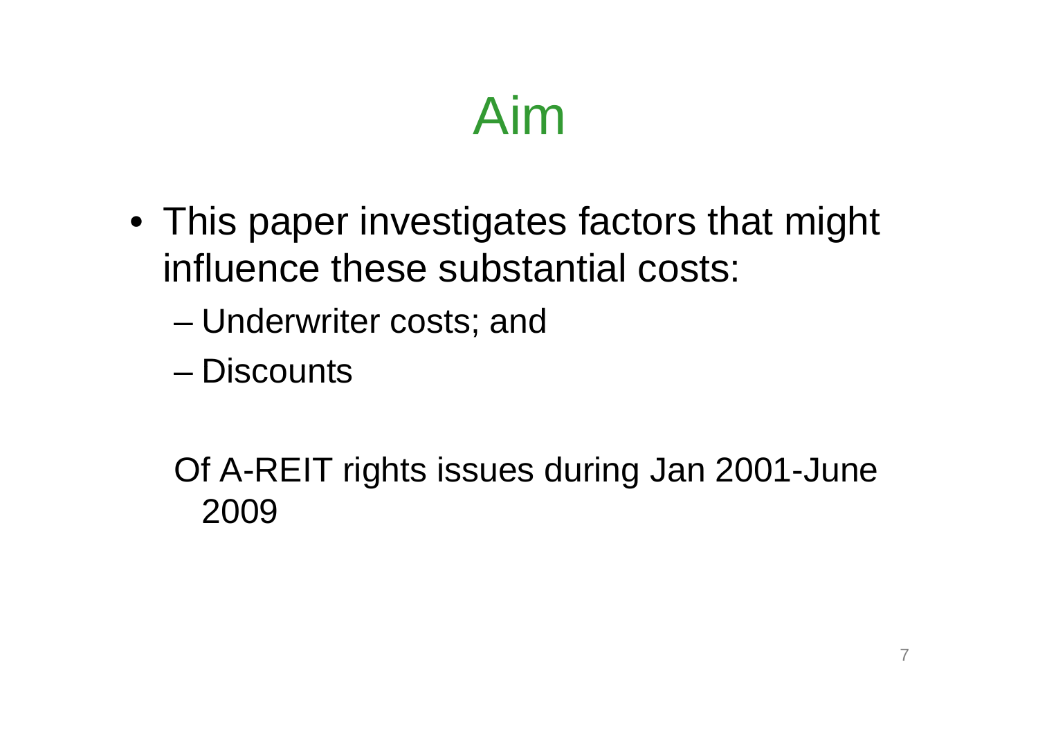# Aim

- This paper investigates factors that might influence these substantial costs:
  - Underwriter costs; and
  - Discounts

Of A-REIT rights issues during Jan 2001-June 2009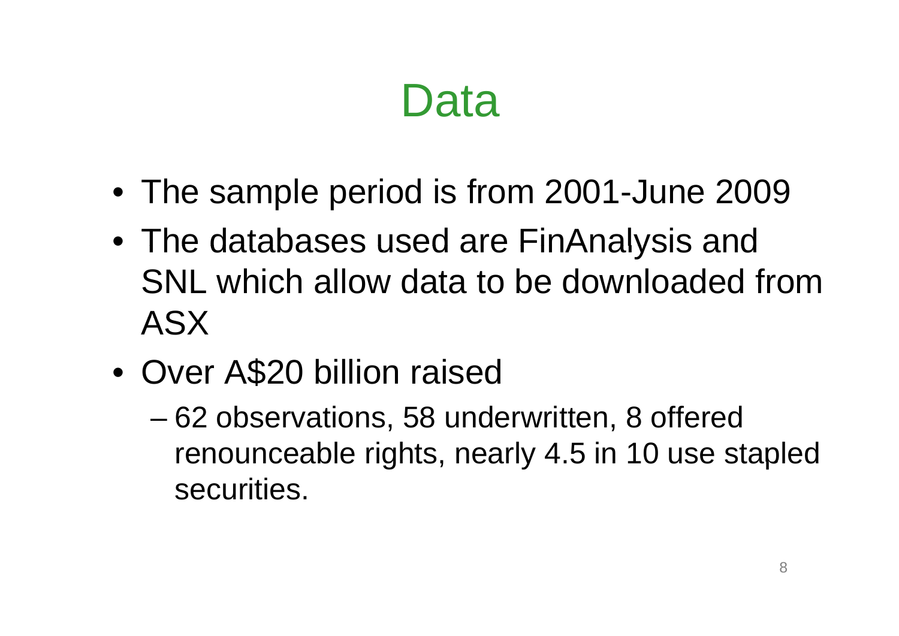# Data

- The sample period is from 2001-June 2009
- The databases used are FinAnalysis and SNL which allow data to be downloaded from ASX
- Over A$20 billion raised
  - 62 observations, 58 underwritten, 8 offered renounceable rights, nearly 4.5 in 10 use stapled securities.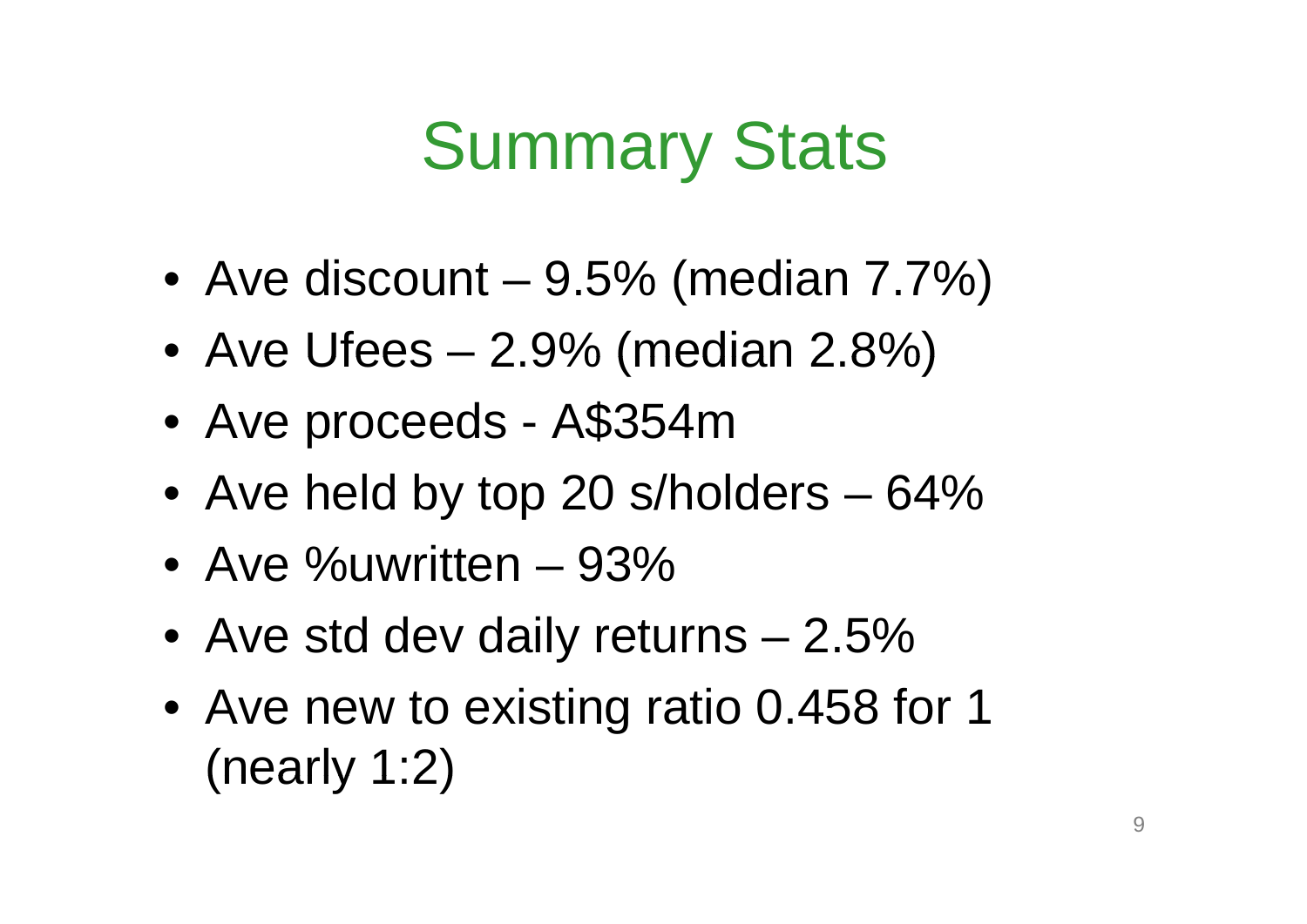# Summary Stats

- Ave discount – 9.5% (median 7.7%)
- Ave Ufees – 2.9% (median 2.8%)
- Ave proceeds - A$354m
- Ave held by top 20 s/holders – 64%
- Ave %uwritten – 93%
- Ave std dev daily returns – 2.5%
- Ave new to existing ratio 0.458 for 1 (nearly 1:2)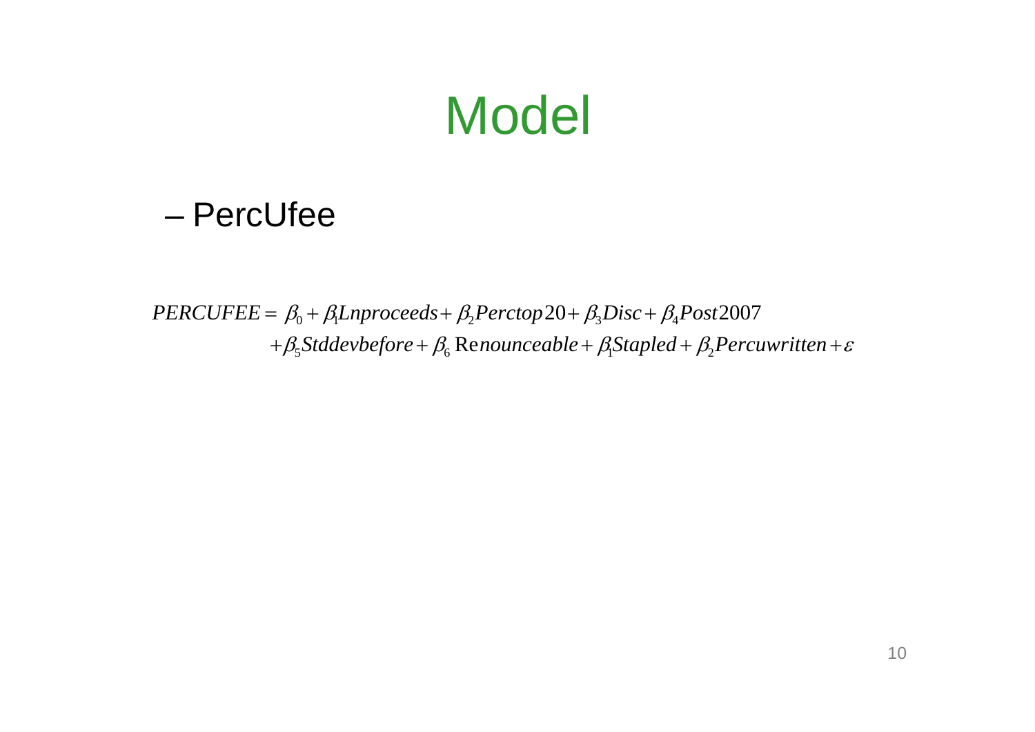# Model

– PercUfee

$$PERCUFEE = \beta_0 + \beta_1 Lnproceeds + \beta_2 Perctop20 + \beta_3 Disc + \beta_4 Post2007$$
$$+\beta_5 Stddevbefore + \beta_6 \text{Re}nounceable + \beta_1 Stapled + \beta_2 Percuwritten + \varepsilon$$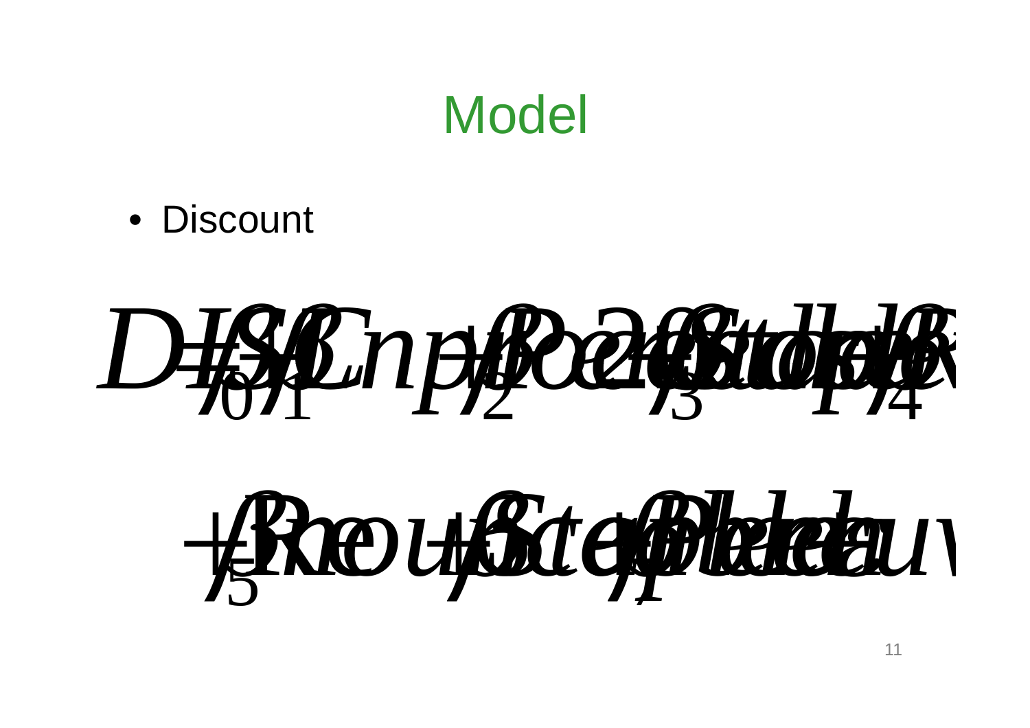# Model

- Discount

$$D = \beta_0 + \beta_1 SCnp + \beta_2 Rec2 + \beta_3 Stdole + \beta_4 \ldots$$

$$+ \beta_5 Reou + \beta_6 Scte + \beta_7 Bleleauv$$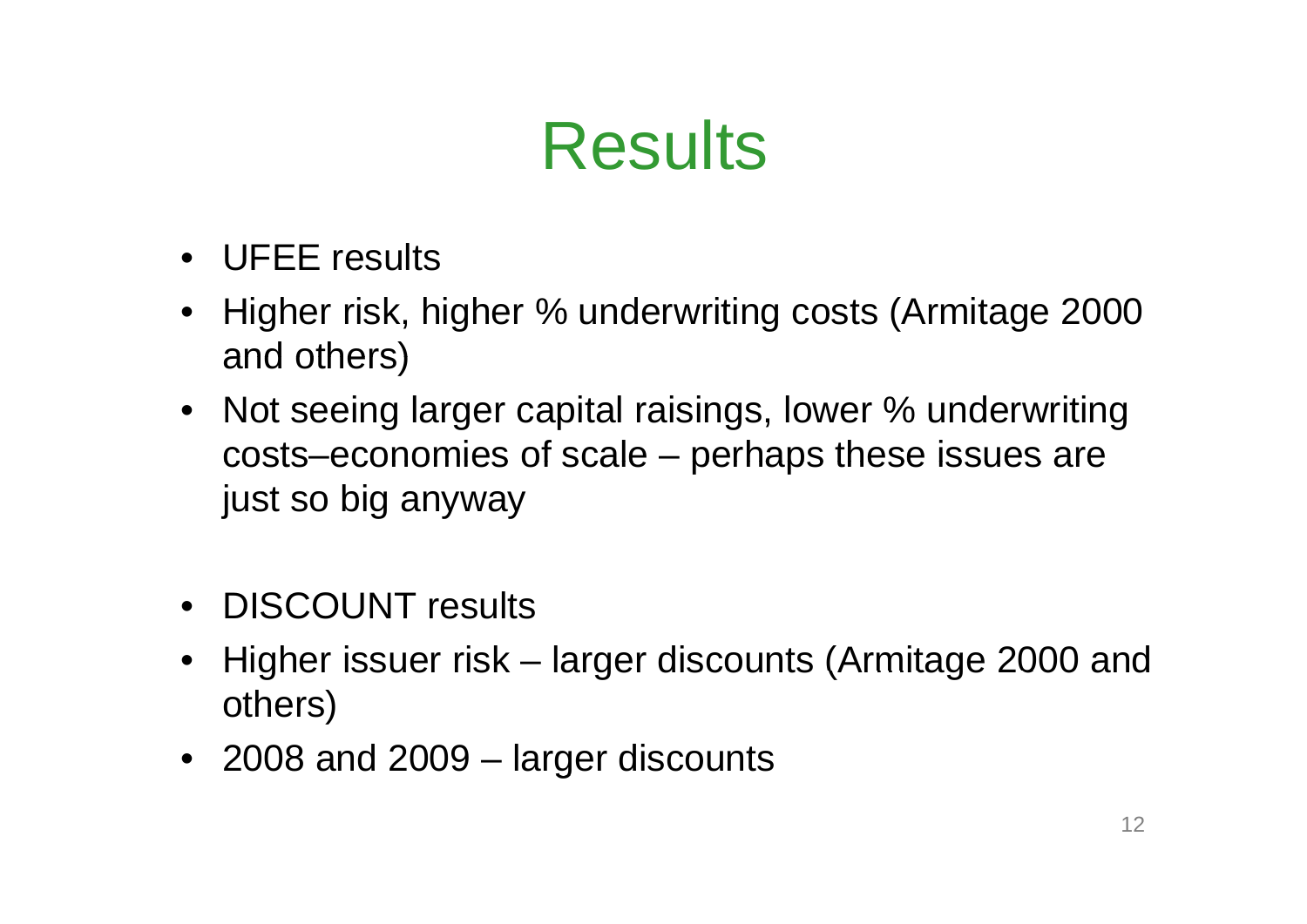# Results

- UFEE results
- Higher risk, higher % underwriting costs (Armitage 2000 and others)
- Not seeing larger capital raisings, lower % underwriting costs–economies of scale – perhaps these issues are just so big anyway

- DISCOUNT results
- Higher issuer risk – larger discounts (Armitage 2000 and others)
- 2008 and 2009 – larger discounts